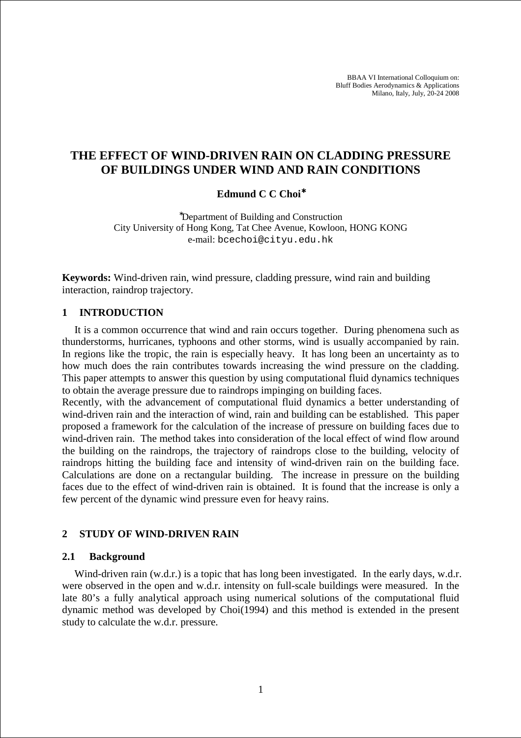BBAA VI International Colloquium on:
Bluff Bodies Aerodynamics & Applications
Milano, Italy, July, 20-24 2008

# THE EFFECT OF WIND-DRIVEN RAIN ON CLADDING PRESSURE OF BUILDINGS UNDER WIND AND RAIN CONDITIONS

**Edmund C C Choi***

*Department of Building and Construction
City University of Hong Kong, Tat Chee Avenue, Kowloon, HONG KONG
e-mail: bcechoi@cityu.edu.hk

**Keywords:** Wind-driven rain, wind pressure, cladding pressure, wind rain and building interaction, raindrop trajectory.

## 1 INTRODUCTION

It is a common occurrence that wind and rain occurs together. During phenomena such as thunderstorms, hurricanes, typhoons and other storms, wind is usually accompanied by rain. In regions like the tropic, the rain is especially heavy. It has long been an uncertainty as to how much does the rain contributes towards increasing the wind pressure on the cladding. This paper attempts to answer this question by using computational fluid dynamics techniques to obtain the average pressure due to raindrops impinging on building faces.

Recently, with the advancement of computational fluid dynamics a better understanding of wind-driven rain and the interaction of wind, rain and building can be established. This paper proposed a framework for the calculation of the increase of pressure on building faces due to wind-driven rain. The method takes into consideration of the local effect of wind flow around the building on the raindrops, the trajectory of raindrops close to the building, velocity of raindrops hitting the building face and intensity of wind-driven rain on the building face. Calculations are done on a rectangular building. The increase in pressure on the building faces due to the effect of wind-driven rain is obtained. It is found that the increase is only a few percent of the dynamic wind pressure even for heavy rains.

## 2 STUDY OF WIND-DRIVEN RAIN

### 2.1 Background

Wind-driven rain (w.d.r.) is a topic that has long been investigated. In the early days, w.d.r. were observed in the open and w.d.r. intensity on full-scale buildings were measured. In the late 80's a fully analytical approach using numerical solutions of the computational fluid dynamic method was developed by Choi(1994) and this method is extended in the present study to calculate the w.d.r. pressure.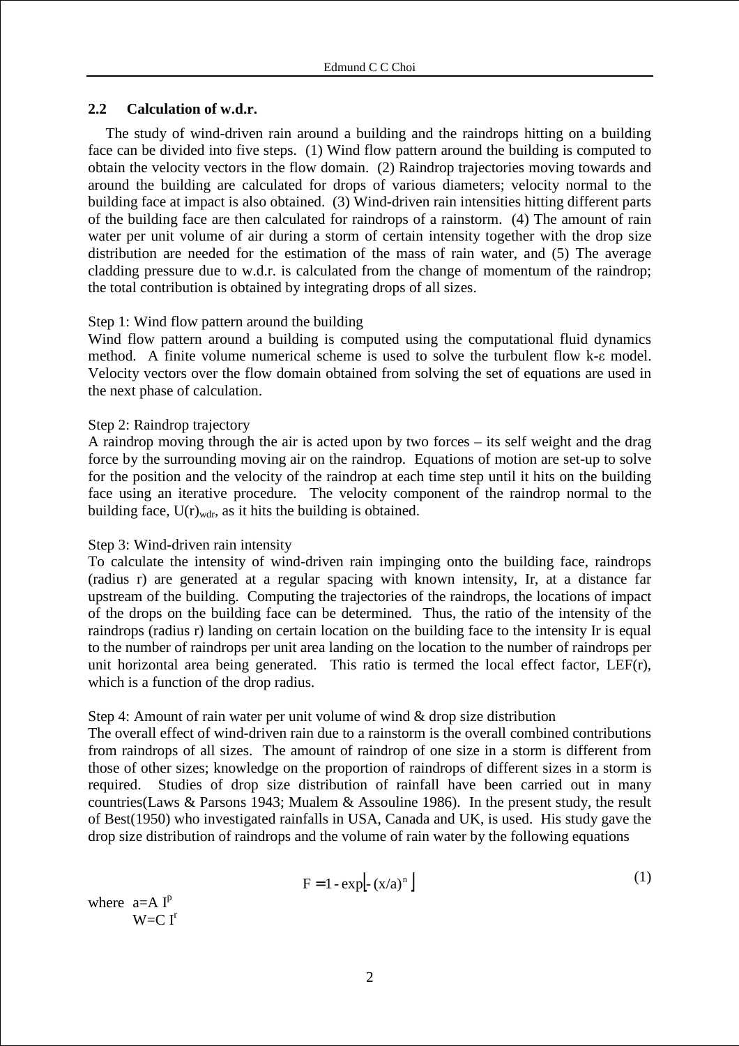## 2.2 Calculation of w.d.r.

The study of wind-driven rain around a building and the raindrops hitting on a building face can be divided into five steps. (1) Wind flow pattern around the building is computed to obtain the velocity vectors in the flow domain. (2) Raindrop trajectories moving towards and around the building are calculated for drops of various diameters; velocity normal to the building face at impact is also obtained. (3) Wind-driven rain intensities hitting different parts of the building face are then calculated for raindrops of a rainstorm. (4) The amount of rain water per unit volume of air during a storm of certain intensity together with the drop size distribution are needed for the estimation of the mass of rain water, and (5) The average cladding pressure due to w.d.r. is calculated from the change of momentum of the raindrop; the total contribution is obtained by integrating drops of all sizes.

Step 1: Wind flow pattern around the building

Wind flow pattern around a building is computed using the computational fluid dynamics method. A finite volume numerical scheme is used to solve the turbulent flow k-$\varepsilon$ model. Velocity vectors over the flow domain obtained from solving the set of equations are used in the next phase of calculation.

Step 2: Raindrop trajectory

A raindrop moving through the air is acted upon by two forces – its self weight and the drag force by the surrounding moving air on the raindrop. Equations of motion are set-up to solve for the position and the velocity of the raindrop at each time step until it hits on the building face using an iterative procedure. The velocity component of the raindrop normal to the building face, $U(r)_{wdr}$, as it hits the building is obtained.

Step 3: Wind-driven rain intensity

To calculate the intensity of wind-driven rain impinging onto the building face, raindrops (radius r) are generated at a regular spacing with known intensity, Ir, at a distance far upstream of the building. Computing the trajectories of the raindrops, the locations of impact of the drops on the building face can be determined. Thus, the ratio of the intensity of the raindrops (radius r) landing on certain location on the building face to the intensity Ir is equal to the number of raindrops per unit area landing on the location to the number of raindrops per unit horizontal area being generated. This ratio is termed the local effect factor, LEF(r), which is a function of the drop radius.

Step 4: Amount of rain water per unit volume of wind & drop size distribution

The overall effect of wind-driven rain due to a rainstorm is the overall combined contributions from raindrops of all sizes. The amount of raindrop of one size in a storm is different from those of other sizes; knowledge on the proportion of raindrops of different sizes in a storm is required. Studies of drop size distribution of rainfall have been carried out in many countries(Laws & Parsons 1943; Mualem & Assouline 1986). In the present study, the result of Best(1950) who investigated rainfalls in USA, Canada and UK, is used. His study gave the drop size distribution of raindrops and the volume of rain water by the following equations

$$F = 1 - \exp\left[-(x/a)^{n}\right] \tag{1}$$

where $a = A\,I^{p}$

$W = C\,I^{r}$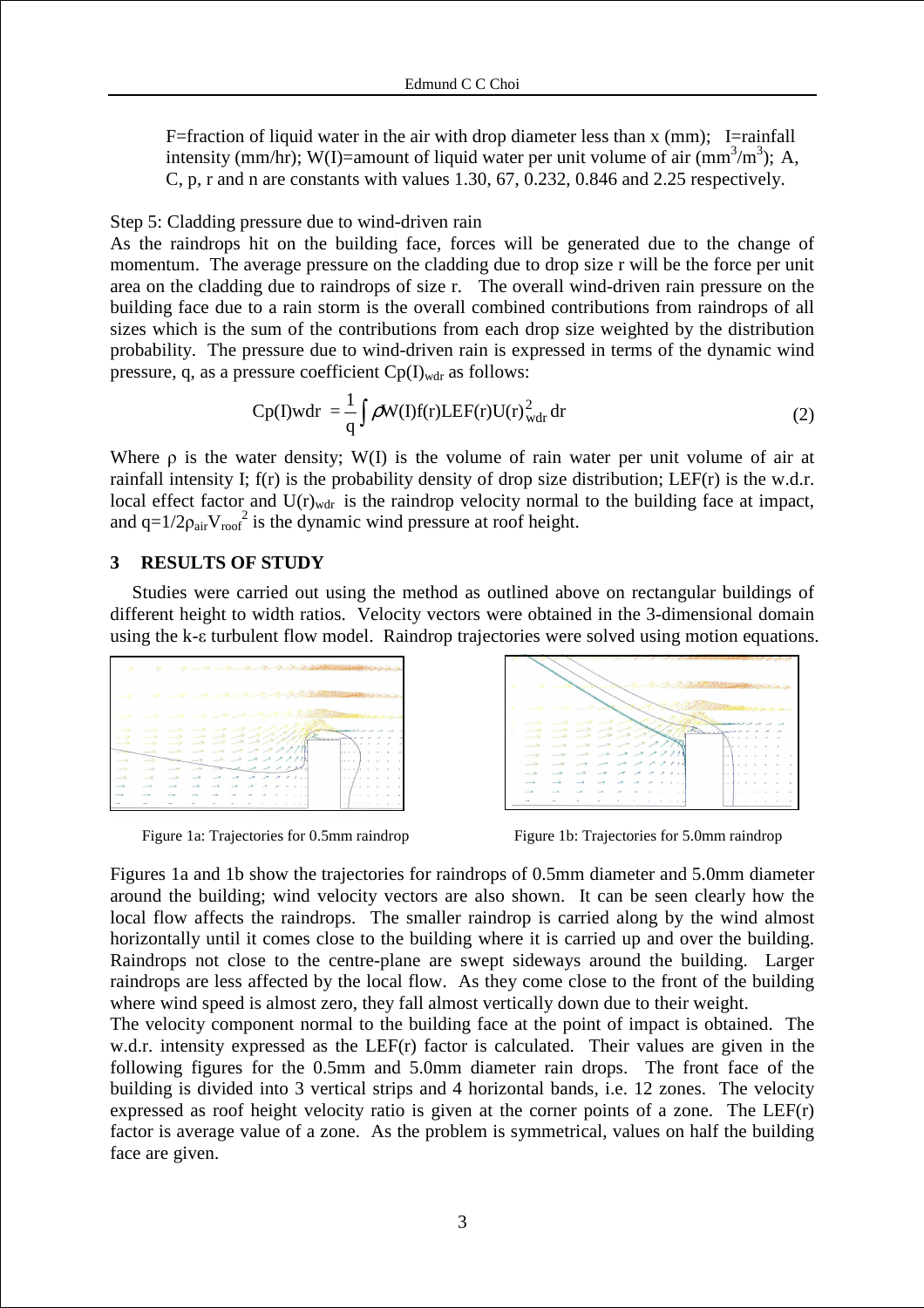F=fraction of liquid water in the air with drop diameter less than x (mm); I=rainfall intensity (mm/hr); W(I)=amount of liquid water per unit volume of air ($mm^3/m^3$); A, C, p, r and n are constants with values 1.30, 67, 0.232, 0.846 and 2.25 respectively.

Step 5: Cladding pressure due to wind-driven rain

As the raindrops hit on the building face, forces will be generated due to the change of momentum. The average pressure on the cladding due to drop size r will be the force per unit area on the cladding due to raindrops of size r. The overall wind-driven rain pressure on the building face due to a rain storm is the overall combined contributions from raindrops of all sizes which is the sum of the contributions from each drop size weighted by the distribution probability. The pressure due to wind-driven rain is expressed in terms of the dynamic wind pressure, q, as a pressure coefficient $Cp(I)_{wdr}$ as follows:

$$Cp(I)wdr = \frac{1}{q}\int \rho W(I) f(r) LEF(r) U(r)_{wdr}^{2}\, dr \qquad (2)$$

Where ρ is the water density; W(I) is the volume of rain water per unit volume of air at rainfall intensity I; f(r) is the probability density of drop size distribution; LEF(r) is the w.d.r. local effect factor and $U(r)_{wdr}$ is the raindrop velocity normal to the building face at impact, and $q=1/2\rho_{air}V_{roof}^2$ is the dynamic wind pressure at roof height.

## 3 RESULTS OF STUDY

Studies were carried out using the method as outlined above on rectangular buildings of different height to width ratios. Velocity vectors were obtained in the 3-dimensional domain using the k-ε turbulent flow model. Raindrop trajectories were solved using motion equations.

Figure 1a: Trajectories for 0.5mm raindrop

Figure 1b: Trajectories for 5.0mm raindrop

Figures 1a and 1b show the trajectories for raindrops of 0.5mm diameter and 5.0mm diameter around the building; wind velocity vectors are also shown. It can be seen clearly how the local flow affects the raindrops. The smaller raindrop is carried along by the wind almost horizontally until it comes close to the building where it is carried up and over the building. Raindrops not close to the centre-plane are swept sideways around the building. Larger raindrops are less affected by the local flow. As they come close to the front of the building where wind speed is almost zero, they fall almost vertically down due to their weight.

The velocity component normal to the building face at the point of impact is obtained. The w.d.r. intensity expressed as the LEF(r) factor is calculated. Their values are given in the following figures for the 0.5mm and 5.0mm diameter rain drops. The front face of the building is divided into 3 vertical strips and 4 horizontal bands, i.e. 12 zones. The velocity expressed as roof height velocity ratio is given at the corner points of a zone. The LEF(r) factor is average value of a zone. As the problem is symmetrical, values on half the building face are given.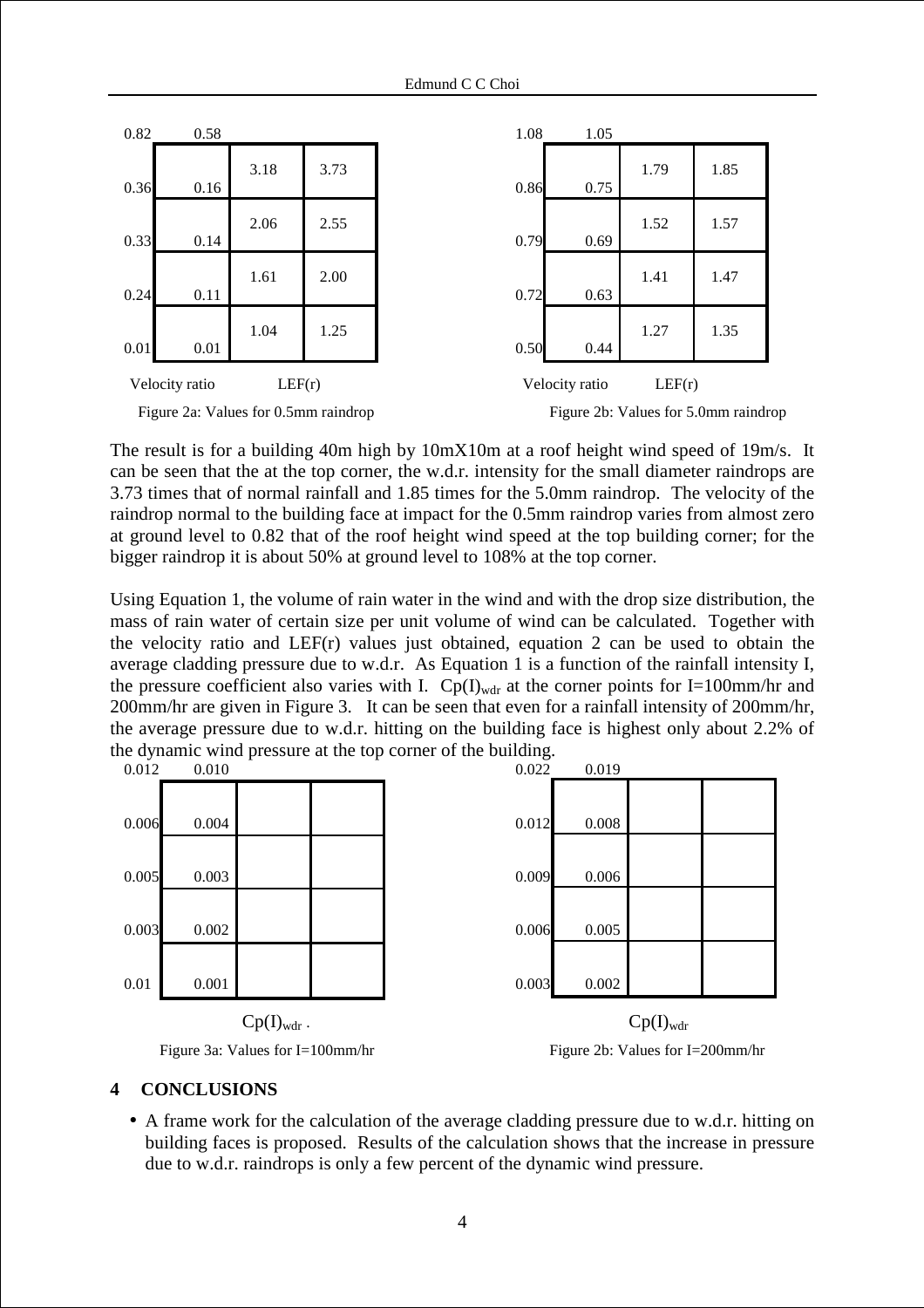0.82 0.58

3.18 3.73

0.36 0.16

2.06 2.55

0.33 0.14

1.61 2.00

0.24 0.11

1.04 1.25

0.01 0.01

Velocity ratio LEF(r)

Figure 2a: Values for 0.5mm raindrop

1.08 1.05

1.79 1.85

0.86 0.75

1.52 1.57

0.79 0.69

1.41 1.47

0.72 0.63

1.27 1.35

0.50 0.44

Velocity ratio LEF(r)

Figure 2b: Values for 5.0mm raindrop

The result is for a building 40m high by 10mX10m at a roof height wind speed of 19m/s. It can be seen that the at the top corner, the w.d.r. intensity for the small diameter raindrops are 3.73 times that of normal rainfall and 1.85 times for the 5.0mm raindrop. The velocity of the raindrop normal to the building face at impact for the 0.5mm raindrop varies from almost zero at ground level to 0.82 that of the roof height wind speed at the top building corner; for the bigger raindrop it is about 50% at ground level to 108% at the top corner.

Using Equation 1, the volume of rain water in the wind and with the drop size distribution, the mass of rain water of certain size per unit volume of wind can be calculated. Together with the velocity ratio and LEF(r) values just obtained, equation 2 can be used to obtain the average cladding pressure due to w.d.r. As Equation 1 is a function of the rainfall intensity I, the pressure coefficient also varies with I. $Cp(I)_{wdr}$ at the corner points for I=100mm/hr and 200mm/hr are given in Figure 3. It can be seen that even for a rainfall intensity of 200mm/hr, the average pressure due to w.d.r. hitting on the building face is highest only about 2.2% of the dynamic wind pressure at the top corner of the building.

0.012 0.010

0.006 0.004

0.005 0.003

0.003 0.002

0.01 0.001

$Cp(I)_{wdr}$ .

Figure 3a: Values for I=100mm/hr

0.022 0.019

0.012 0.008

0.009 0.006

0.006 0.005

0.003 0.002

$Cp(I)_{wdr}$

Figure 2b: Values for I=200mm/hr

## 4 CONCLUSIONS

- A frame work for the calculation of the average cladding pressure due to w.d.r. hitting on building faces is proposed. Results of the calculation shows that the increase in pressure due to w.d.r. raindrops is only a few percent of the dynamic wind pressure.